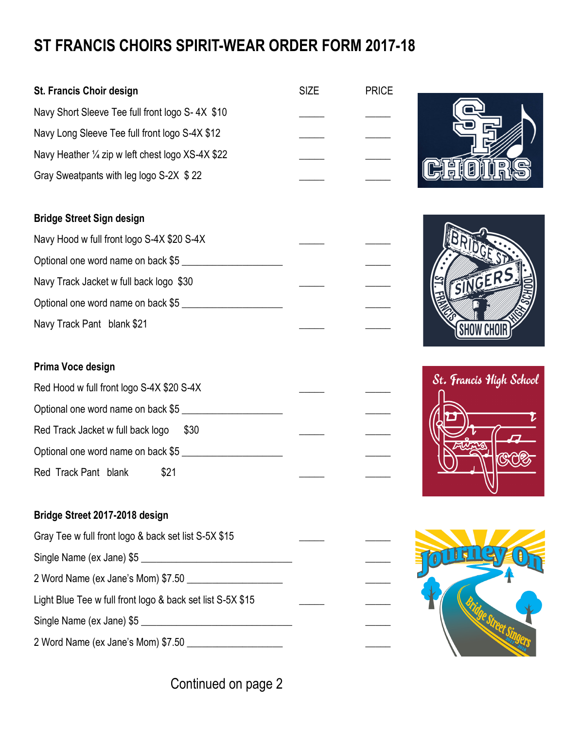# ST FRANCIS CHOIRS SPIRIT-WEAR ORDER FORM 2017-18

| St. Francis Choir design | SIZE | PRICE |
|---|---|---|
| Navy Short Sleeve Tee full front logo S- 4X $10 | _____ | _____ |
| Navy Long Sleeve Tee full front logo S-4X $12 | _____ | _____ |
| Navy Heather ¼ zip w left chest logo XS-4X $22 | _____ | _____ |
| Gray Sweatpants with leg logo S-2X $ 22 | _____ | _____ |

| Bridge Street Sign design | | |
|---|---|---|
| Navy Hood w full front logo S-4X $20 S-4X | _____ | _____ |
| Optional one word name on back $5 __________________ | | _____ |
| Navy Track Jacket w full back logo $30 | _____ | _____ |
| Optional one word name on back $5 __________________ | | _____ |
| Navy Track Pant blank $21 | _____ | _____ |

| Prima Voce design | | |
|---|---|---|
| Red Hood w full front logo S-4X $20 S-4X | _____ | _____ |
| Optional one word name on back $5 __________________ | | _____ |
| Red Track Jacket w full back logo $30 | _____ | _____ |
| Optional one word name on back $5 __________________ | | _____ |
| Red Track Pant blank $21 | _____ | _____ |

| Bridge Street 2017-2018 design | | |
|---|---|---|
| Gray Tee w full front logo & back set list S-5X $15 | _____ | _____ |
| Single Name (ex Jane) $5 ____________________________ | | _____ |
| 2 Word Name (ex Jane's Mom) $7.50 __________________ | | _____ |
| Light Blue Tee w full front logo & back set list S-5X $15 | _____ | _____ |
| Single Name (ex Jane) $5 ____________________________ | | _____ |
| 2 Word Name (ex Jane's Mom) $7.50 __________________ | | _____ |

Continued on page 2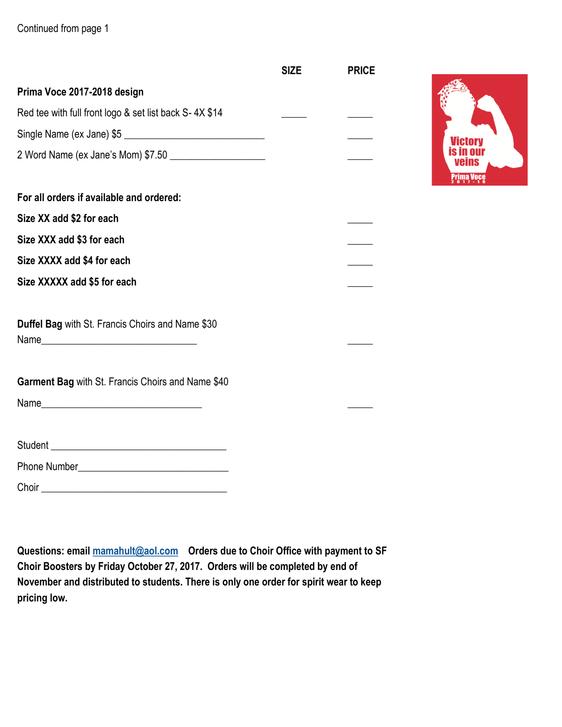Continued from page 1

| | SIZE | PRICE |
|---|---|---|
| **Prima Voce 2017-2018 design** | | |
| Red tee with full front logo & set list back S- 4X $14 | _____ | _____ |
| Single Name (ex Jane) $5 ___________________________ | | _____ |
| 2 Word Name (ex Jane's Mom) $7.50 __________________ | | _____ |

**For all orders if available and ordered:**

| | |
|---|---|
| **Size XX add $2 for each** | _____ |
| **Size XXX add $3 for each** | _____ |
| **Size XXXX add $4 for each** | _____ |
| **Size XXXXX add $5 for each** | _____ |

**Duffel Bag** with St. Francis Choirs and Name $30

Name______________________________ _____

**Garment Bag** with St. Francis Choirs and Name $40

Name_______________________________ _____

Student __________________________________

Phone Number____________________________

Choir ____________________________________

**Questions: email** [mamahult@aol.com](mailto:mamahult@aol.com) **Orders due to Choir Office with payment to SF Choir Boosters by Friday October 27, 2017. Orders will be completed by end of November and distributed to students. There is only one order for spirit wear to keep pricing low.**